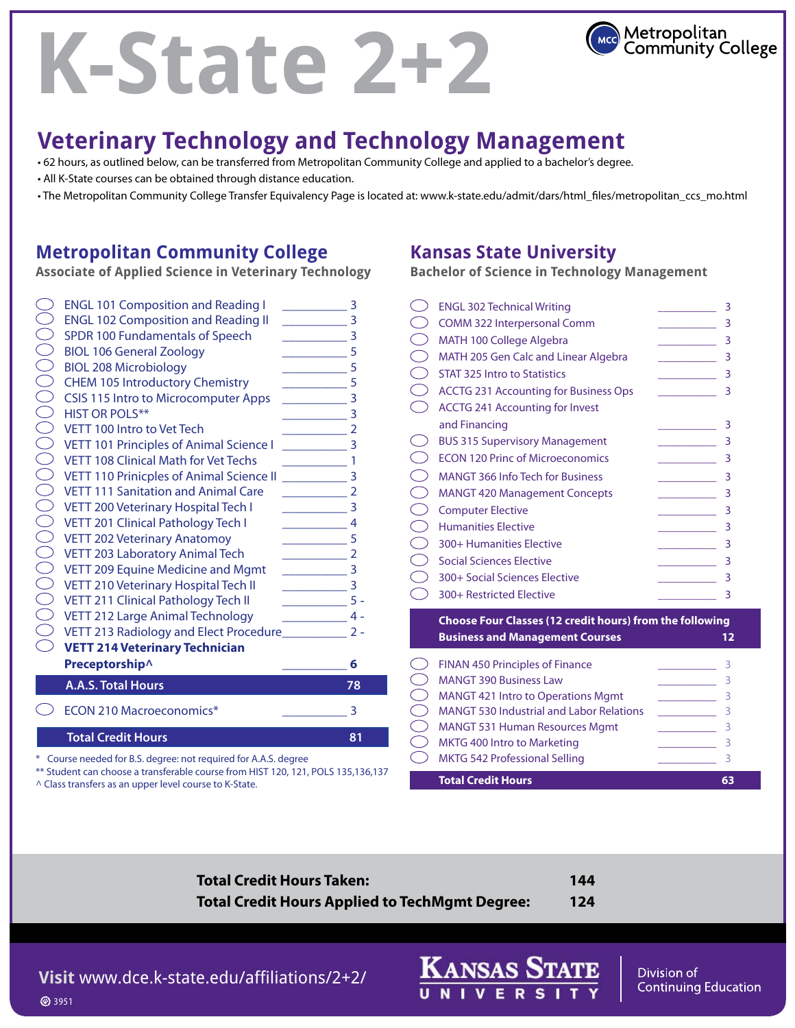# K-State 2+2

Metropolitan Community College

## Veterinary Technology and Technology Management

- 62 hours, as outlined below, can be transferred from Metropolitan Community College and applied to a bachelor's degree.
- All K-State courses can be obtained through distance education.
- The Metropolitan Community College Transfer Equivalency Page is located at: www.k-state.edu/admit/dars/html_files/metropolitan_ccs_mo.html

### Metropolitan Community College

**Associate of Applied Science in Veterinary Technology**

| Course | Hours |
|---|---|
| ENGL 101 Composition and Reading I | 3 |
| ENGL 102 Composition and Reading II | 3 |
| SPDR 100 Fundamentals of Speech | 3 |
| BIOL 106 General Zoology | 5 |
| BIOL 208 Microbiology | 5 |
| CHEM 105 Introductory Chemistry | 5 |
| CSIS 115 Intro to Microcomputer Apps | 3 |
| HIST OR POLS** | 3 |
| VETT 100 Intro to Vet Tech | 2 |
| VETT 101 Principles of Animal Science I | 3 |
| VETT 108 Clinical Math for Vet Techs | 1 |
| VETT 110 Prinicples of Animal Science II | 3 |
| VETT 111 Sanitation and Animal Care | 2 |
| VETT 200 Veterinary Hospital Tech I | 3 |
| VETT 201 Clinical Pathology Tech I | 4 |
| VETT 202 Veterinary Anatomy | 5 |
| VETT 203 Laboratory Animal Tech | 2 |
| VETT 209 Equine Medicine and Mgmt | 3 |
| VETT 210 Veterinary Hospital Tech II | 3 |
| VETT 211 Clinical Pathology Tech II | 5 - |
| VETT 212 Large Animal Technology | 4 - |
| VETT 213 Radiology and Elect Procedure | 2 - |
| **VETT 214 Veterinary Technician Preceptorship^** | **6** |
| **A.A.S. Total Hours** | **78** |
| ECON 210 Macroeconomics* | 3 |
| **Total Credit Hours** | **81** |

\* Course needed for B.S. degree: not required for A.A.S. degree
** Student can choose a transferable course from HIST 120, 121, POLS 135,136,137
^ Class transfers as an upper level course to K-State.

### Kansas State University

**Bachelor of Science in Technology Management**

| Course | Hours |
|---|---|
| ENGL 302 Technical Writing | 3 |
| COMM 322 Interpersonal Comm | 3 |
| MATH 100 College Algebra | 3 |
| MATH 205 Gen Calc and Linear Algebra | 3 |
| STAT 325 Intro to Statistics | 3 |
| ACCTG 231 Accounting for Business Ops | 3 |
| ACCTG 241 Accounting for Invest and Financing | 3 |
| BUS 315 Supervisory Management | 3 |
| ECON 120 Princ of Microeconomics | 3 |
| MANGT 366 Info Tech for Business | 3 |
| MANGT 420 Management Concepts | 3 |
| Computer Elective | 3 |
| Humanities Elective | 3 |
| 300+ Humanities Elective | 3 |
| Social Sciences Elective | 3 |
| 300+ Social Sciences Elective | 3 |
| 300+ Restricted Elective | 3 |
| **Choose Four Classes (12 credit hours) from the following Business and Management Courses** | **12** |
| FINAN 450 Principles of Finance | 3 |
| MANGT 390 Business Law | 3 |
| MANGT 421 Intro to Operations Mgmt | 3 |
| MANGT 530 Industrial and Labor Relations | 3 |
| MANGT 531 Human Resources Mgmt | 3 |
| MKTG 400 Intro to Marketing | 3 |
| MKTG 542 Professional Selling | 3 |
| **Total Credit Hours** | **63** |

**Total Credit Hours Taken: 144**

**Total Credit Hours Applied to TechMgmt Degree: 124**

**Visit** www.dce.k-state.edu/affiliations/2+2/

Kansas State University — Division of Continuing Education

3951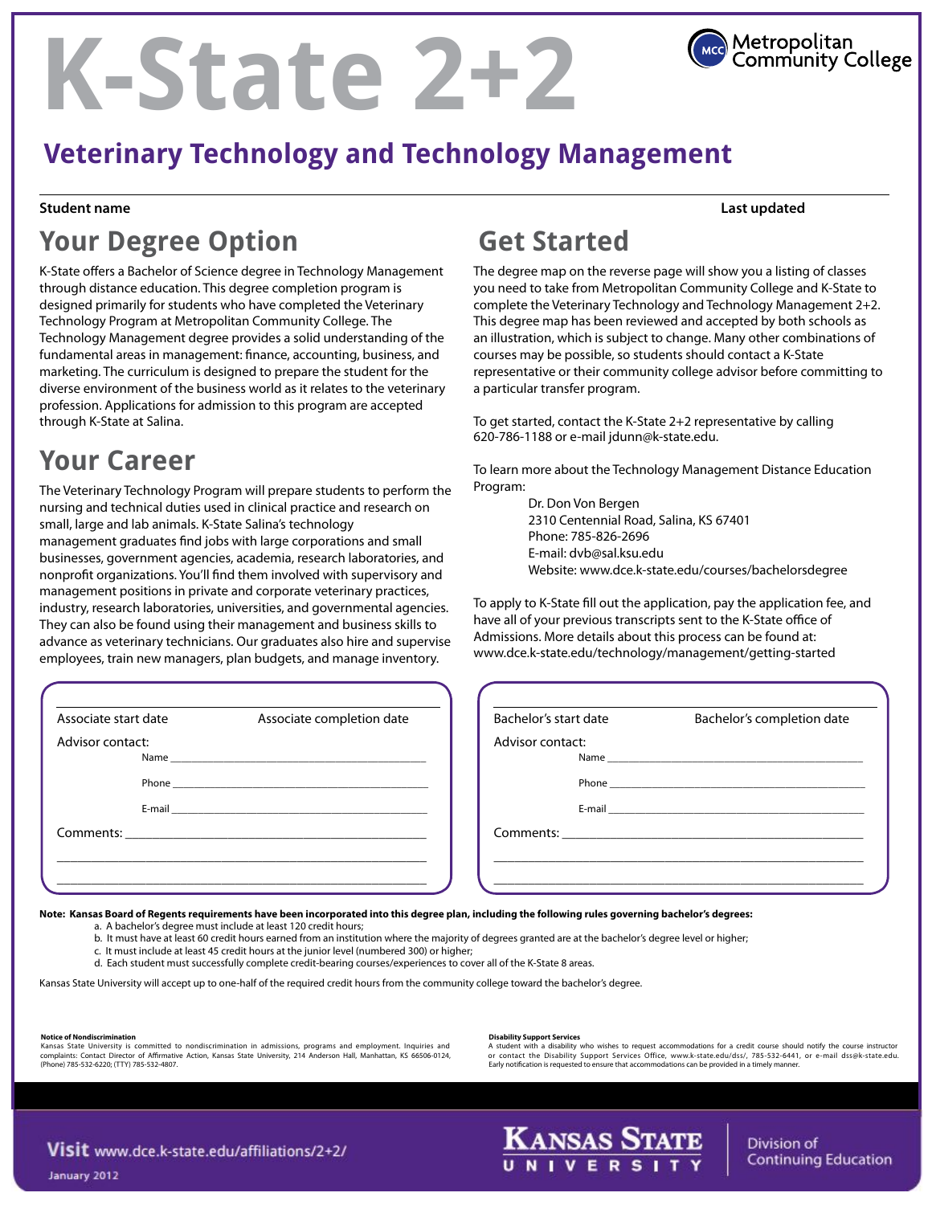# K-State 2+2

Metropolitan Community College

## Veterinary Technology and Technology Management

**Student name** **Last updated**

## Your Degree Option

K-State offers a Bachelor of Science degree in Technology Management through distance education. This degree completion program is designed primarily for students who have completed the Veterinary Technology Program at Metropolitan Community College. The Technology Management degree provides a solid understanding of the fundamental areas in management: finance, accounting, business, and marketing. The curriculum is designed to prepare the student for the diverse environment of the business world as it relates to the veterinary profession. Applications for admission to this program are accepted through K-State at Salina.

## Your Career

The Veterinary Technology Program will prepare students to perform the nursing and technical duties used in clinical practice and research on small, large and lab animals. K-State Salina's technology management graduates find jobs with large corporations and small businesses, government agencies, academia, research laboratories, and nonprofit organizations. You'll find them involved with supervisory and management positions in private and corporate veterinary practices, industry, research laboratories, universities, and governmental agencies. They can also be found using their management and business skills to advance as veterinary technicians. Our graduates also hire and supervise employees, train new managers, plan budgets, and manage inventory.

## Get Started

The degree map on the reverse page will show you a listing of classes you need to take from Metropolitan Community College and K-State to complete the Veterinary Technology and Technology Management 2+2. This degree map has been reviewed and accepted by both schools as an illustration, which is subject to change. Many other combinations of courses may be possible, so students should contact a K-State representative or their community college advisor before committing to a particular transfer program.

To get started, contact the K-State 2+2 representative by calling 620-786-1188 or e-mail jdunn@k-state.edu.

To learn more about the Technology Management Distance Education Program:

Dr. Don Von Bergen
2310 Centennial Road, Salina, KS 67401
Phone: 785-826-2696
E-mail: dvb@sal.ksu.edu
Website: www.dce.k-state.edu/courses/bachelorsdegree

To apply to K-State fill out the application, pay the application fee, and have all of your previous transcripts sent to the K-State office of Admissions. More details about this process can be found at: www.dce.k-state.edu/technology/management/getting-started

Associate start date Associate completion date

Advisor contact:

Name ____________________

Phone ____________________

E-mail ____________________

Comments: ____________________

Bachelor's start date Bachelor's completion date

Advisor contact:

Name ____________________

Phone ____________________

E-mail ____________________

Comments: ____________________

**Note: Kansas Board of Regents requirements have been incorporated into this degree plan, including the following rules governing bachelor's degrees:**

a. A bachelor's degree must include at least 120 credit hours;
b. It must have at least 60 credit hours earned from an institution where the majority of degrees granted are at the bachelor's degree level or higher;
c. It must include at least 45 credit hours at the junior level (numbered 300) or higher;
d. Each student must successfully complete credit-bearing courses/experiences to cover all of the K-State 8 areas.

Kansas State University will accept up to one-half of the required credit hours from the community college toward the bachelor's degree.

**Notice of Nondiscrimination**
Kansas State University is committed to nondiscrimination in admissions, programs and employment. Inquiries and complaints: Contact Director of Affirmative Action, Kansas State University, 214 Anderson Hall, Manhattan, KS 66506-0124, (Phone) 785-532-6220; (TTY) 785-532-4807.

**Disability Support Services**
A student with a disability who wishes to request accommodations for a credit course should notify the course instructor or contact the Disability Support Services Office, www.k-state.edu/dss/, 785-532-6441, or e-mail dss@k-state.edu. Early notification is requested to ensure that accommodations can be provided in a timely manner.

**Visit** www.dce.k-state.edu/affiliations/2+2/

January 2012

Kansas State University — Division of Continuing Education